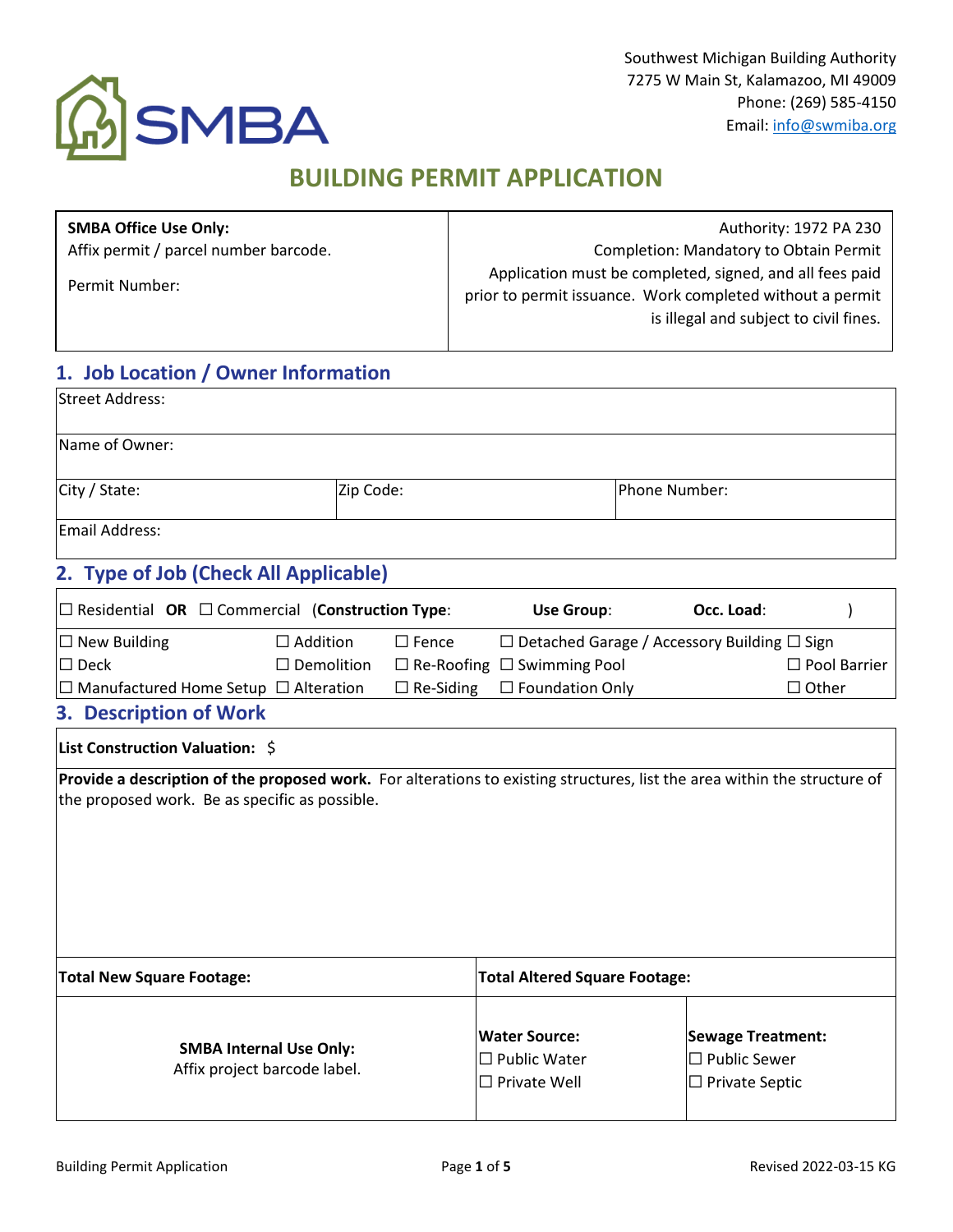Southwest Michigan Building Authority
7275 W Main St, Kalamazoo, MI 49009
Phone: (269) 585-4150
Email: info@swmiba.org

# BUILDING PERMIT APPLICATION

| **SMBA Office Use Only:** Affix permit / parcel number barcode. Permit Number: | Authority: 1972 PA 230 Completion: Mandatory to Obtain Permit Application must be completed, signed, and all fees paid prior to permit issuance. Work completed without a permit is illegal and subject to civil fines. |
|---|---|

## 1. Job Location / Owner Information

| Street Address: | | |
|---|---|---|
| Name of Owner: | | |
| City / State: | Zip Code: | Phone Number: |
| Email Address: | | |

## 2. Type of Job (Check All Applicable)

☐ Residential **OR** ☐ Commercial (**Construction Type**: **Use Group**: **Occ. Load**: )

| | | | | |
|---|---|---|---|---|
| ☐ New Building | ☐ Addition | ☐ Fence | ☐ Detached Garage / Accessory Building | ☐ Sign |
| ☐ Deck | ☐ Demolition | ☐ Re-Roofing | ☐ Swimming Pool | ☐ Pool Barrier |
| ☐ Manufactured Home Setup | ☐ Alteration | ☐ Re-Siding | ☐ Foundation Only | ☐ Other |

## 3. Description of Work

**List Construction Valuation:** $

**Provide a description of the proposed work.** For alterations to existing structures, list the area within the structure of the proposed work. Be as specific as possible.

| **Total New Square Footage:** | **Total Altered Square Footage:** | |
|---|---|---|
| **SMBA Internal Use Only:** Affix project barcode label. | **Water Source:** ☐ Public Water ☐ Private Well | **Sewage Treatment:** ☐ Public Sewer ☐ Private Septic |

Building Permit Application — Revised 2022-03-15 KG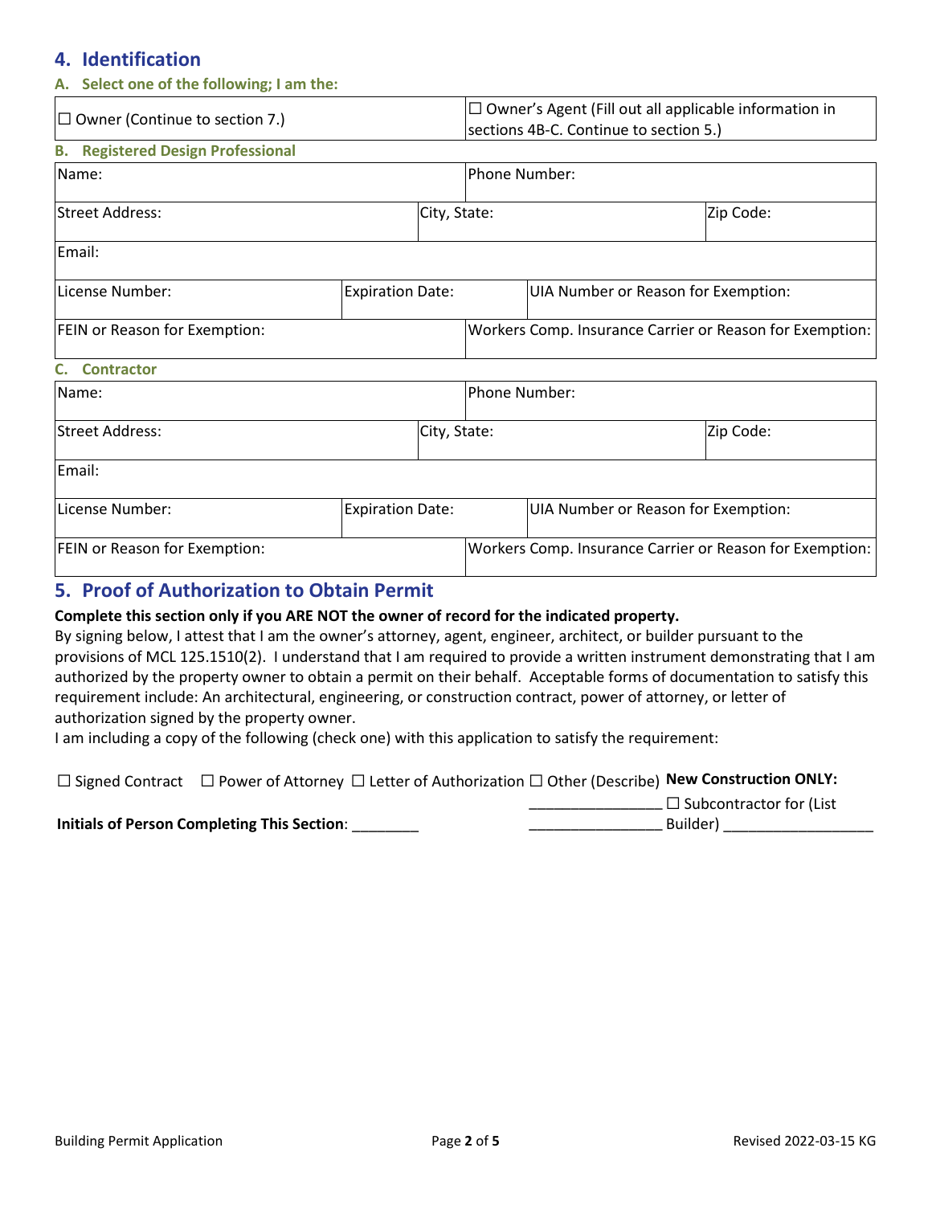## 4. Identification

### A. Select one of the following; I am the:

| ☐ Owner (Continue to section 7.) | ☐ Owner's Agent (Fill out all applicable information in sections 4B-C. Continue to section 5.) |
|---|---|

### B. Registered Design Professional

| Name: | | Phone Number: | |
|---|---|---|---|
| Street Address: | | City, State: | Zip Code: |
| Email: | | | |
| License Number: | Expiration Date: | UIA Number or Reason for Exemption: | |
| FEIN or Reason for Exemption: | | Workers Comp. Insurance Carrier or Reason for Exemption: | |

### C. Contractor

| Name: | | Phone Number: | |
|---|---|---|---|
| Street Address: | | City, State: | Zip Code: |
| Email: | | | |
| License Number: | Expiration Date: | UIA Number or Reason for Exemption: | |
| FEIN or Reason for Exemption: | | Workers Comp. Insurance Carrier or Reason for Exemption: | |

## 5. Proof of Authorization to Obtain Permit

**Complete this section only if you ARE NOT the owner of record for the indicated property.**

By signing below, I attest that I am the owner's attorney, agent, engineer, architect, or builder pursuant to the provisions of MCL 125.1510(2). I understand that I am required to provide a written instrument demonstrating that I am authorized by the property owner to obtain a permit on their behalf. Acceptable forms of documentation to satisfy this requirement include: An architectural, engineering, or construction contract, power of attorney, or letter of authorization signed by the property owner.

I am including a copy of the following (check one) with this application to satisfy the requirement:

☐ Signed Contract ☐ Power of Attorney ☐ Letter of Authorization ☐ Other (Describe) ________________ ________________

**New Construction ONLY:** ☐ Subcontractor for (List Builder) __________________

**Initials of Person Completing This Section**: ________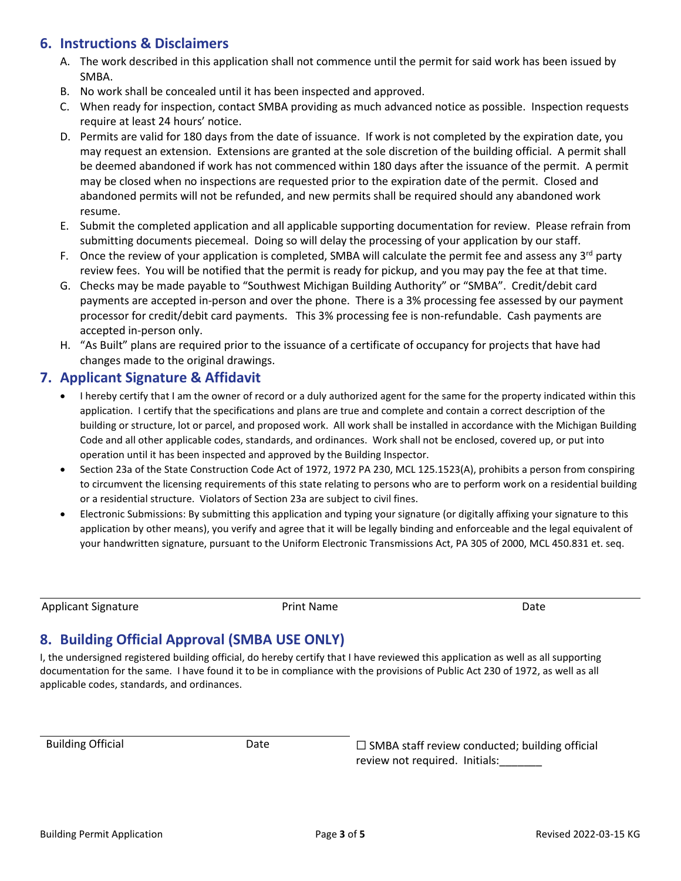## 6. Instructions & Disclaimers

A. The work described in this application shall not commence until the permit for said work has been issued by SMBA.

B. No work shall be concealed until it has been inspected and approved.

C. When ready for inspection, contact SMBA providing as much advanced notice as possible. Inspection requests require at least 24 hours' notice.

D. Permits are valid for 180 days from the date of issuance. If work is not completed by the expiration date, you may request an extension. Extensions are granted at the sole discretion of the building official. A permit shall be deemed abandoned if work has not commenced within 180 days after the issuance of the permit. A permit may be closed when no inspections are requested prior to the expiration date of the permit. Closed and abandoned permits will not be refunded, and new permits shall be required should any abandoned work resume.

E. Submit the completed application and all applicable supporting documentation for review. Please refrain from submitting documents piecemeal. Doing so will delay the processing of your application by our staff.

F. Once the review of your application is completed, SMBA will calculate the permit fee and assess any 3rd party review fees. You will be notified that the permit is ready for pickup, and you may pay the fee at that time.

G. Checks may be made payable to "Southwest Michigan Building Authority" or "SMBA". Credit/debit card payments are accepted in-person and over the phone. There is a 3% processing fee assessed by our payment processor for credit/debit card payments. This 3% processing fee is non-refundable. Cash payments are accepted in-person only.

H. "As Built" plans are required prior to the issuance of a certificate of occupancy for projects that have had changes made to the original drawings.

## 7. Applicant Signature & Affidavit

- I hereby certify that I am the owner of record or a duly authorized agent for the same for the property indicated within this application. I certify that the specifications and plans are true and complete and contain a correct description of the building or structure, lot or parcel, and proposed work. All work shall be installed in accordance with the Michigan Building Code and all other applicable codes, standards, and ordinances. Work shall not be enclosed, covered up, or put into operation until it has been inspected and approved by the Building Inspector.
- Section 23a of the State Construction Code Act of 1972, 1972 PA 230, MCL 125.1523(A), prohibits a person from conspiring to circumvent the licensing requirements of this state relating to persons who are to perform work on a residential building or a residential structure. Violators of Section 23a are subject to civil fines.
- Electronic Submissions: By submitting this application and typing your signature (or digitally affixing your signature to this application by other means), you verify and agree that it will be legally binding and enforceable and the legal equivalent of your handwritten signature, pursuant to the Uniform Electronic Transmissions Act, PA 305 of 2000, MCL 450.831 et. seq.

Applicant Signature ______________________ Print Name ______________________ Date __________

## 8. Building Official Approval (SMBA USE ONLY)

I, the undersigned registered building official, do hereby certify that I have reviewed this application as well as all supporting documentation for the same. I have found it to be in compliance with the provisions of Public Act 230 of 1972, as well as all applicable codes, standards, and ordinances.

Building Official ______________________ Date __________

☐ SMBA staff review conducted; building official review not required. Initials:_______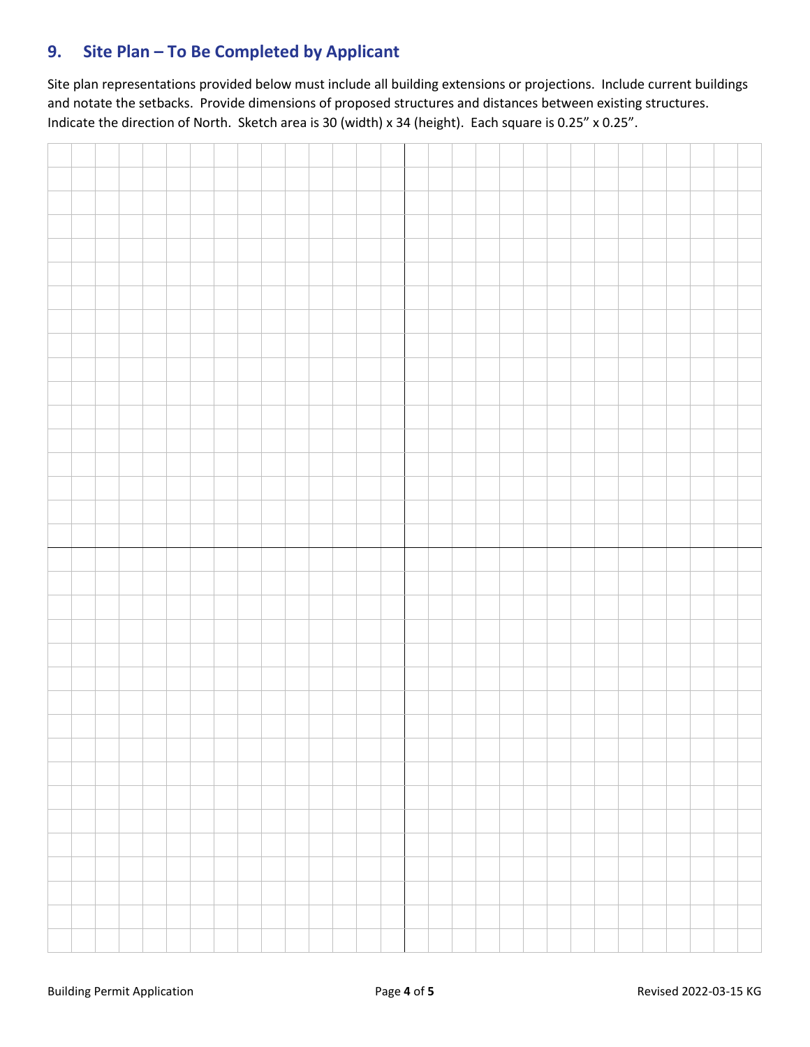## 9. Site Plan – To Be Completed by Applicant

Site plan representations provided below must include all building extensions or projections. Include current buildings and notate the setbacks. Provide dimensions of proposed structures and distances between existing structures. Indicate the direction of North. Sketch area is 30 (width) x 34 (height). Each square is 0.25" x 0.25".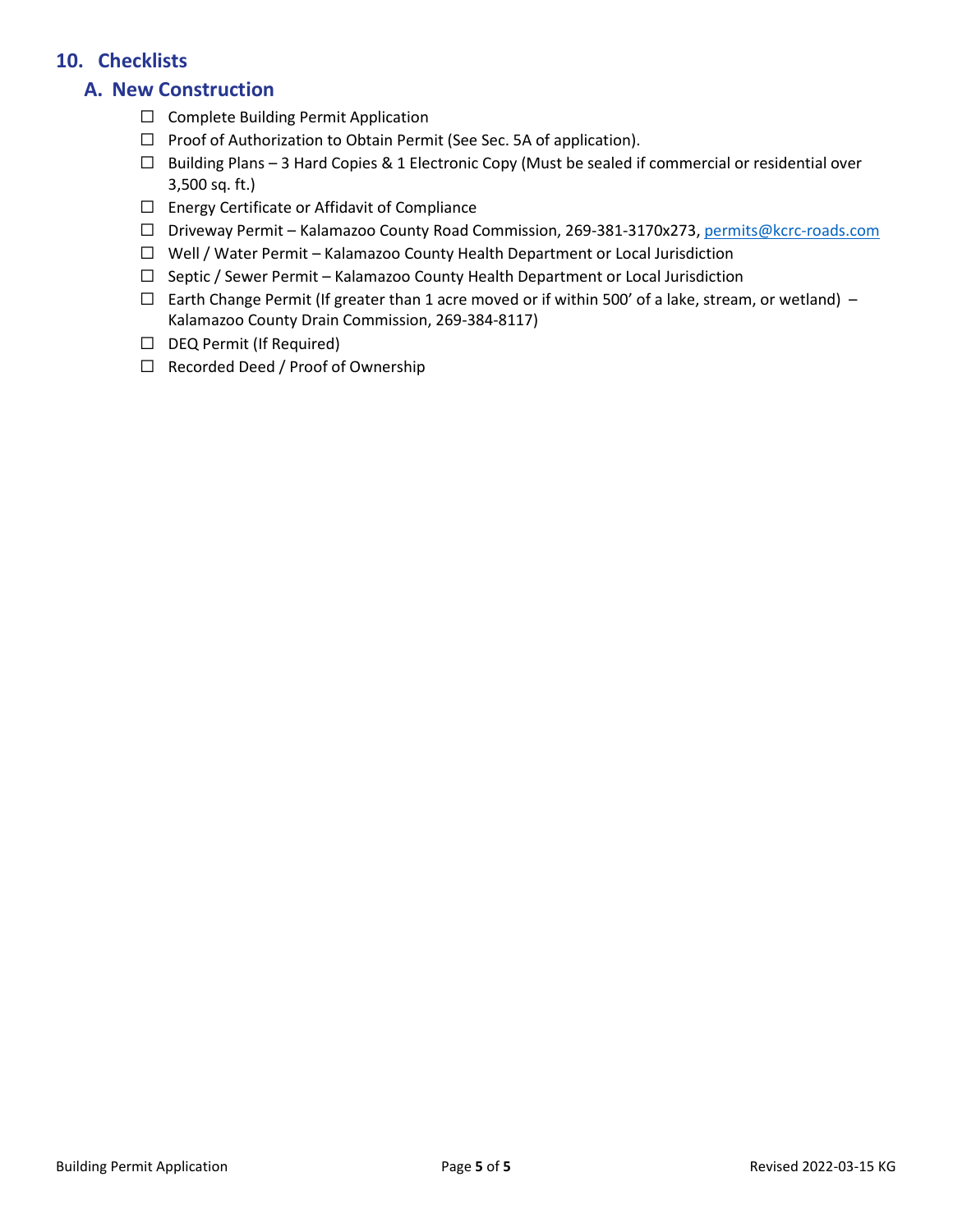## 10. Checklists

### A. New Construction

- ☐ Complete Building Permit Application
- ☐ Proof of Authorization to Obtain Permit (See Sec. 5A of application).
- ☐ Building Plans – 3 Hard Copies & 1 Electronic Copy (Must be sealed if commercial or residential over 3,500 sq. ft.)
- ☐ Energy Certificate or Affidavit of Compliance
- ☐ Driveway Permit – Kalamazoo County Road Commission, 269-381-3170x273, permits@kcrc-roads.com
- ☐ Well / Water Permit – Kalamazoo County Health Department or Local Jurisdiction
- ☐ Septic / Sewer Permit – Kalamazoo County Health Department or Local Jurisdiction
- ☐ Earth Change Permit (If greater than 1 acre moved or if within 500' of a lake, stream, or wetland) – Kalamazoo County Drain Commission, 269-384-8117)
- ☐ DEQ Permit (If Required)
- ☐ Recorded Deed / Proof of Ownership